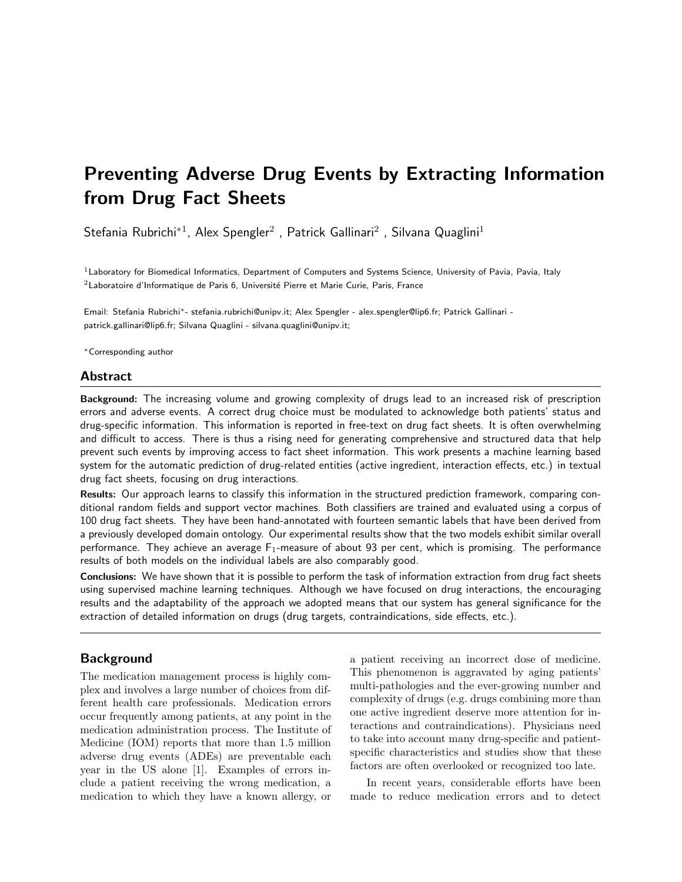# Preventing Adverse Drug Events by Extracting Information from Drug Fact Sheets

Stefania Rubrichi*[1], Alex Spengler[2] , Patrick Gallinari[2] , Silvana Quaglini[1]

[1]Laboratory for Biomedical Informatics, Department of Computers and Systems Science, University of Pavia, Pavia, Italy
[2]Laboratoire d'Informatique de Paris 6, Université Pierre et Marie Curie, Paris, France

Email: Stefania Rubrichi*- stefania.rubrichi@unipv.it; Alex Spengler - alex.spengler@lip6.fr; Patrick Gallinari - patrick.gallinari@lip6.fr; Silvana Quaglini - silvana.quaglini@unipv.it;

*Corresponding author

## Abstract

**Background:** The increasing volume and growing complexity of drugs lead to an increased risk of prescription errors and adverse events. A correct drug choice must be modulated to acknowledge both patients' status and drug-specific information. This information is reported in free-text on drug fact sheets. It is often overwhelming and difficult to access. There is thus a rising need for generating comprehensive and structured data that help prevent such events by improving access to fact sheet information. This work presents a machine learning based system for the automatic prediction of drug-related entities (active ingredient, interaction effects, etc.) in textual drug fact sheets, focusing on drug interactions.

**Results:** Our approach learns to classify this information in the structured prediction framework, comparing conditional random fields and support vector machines. Both classifiers are trained and evaluated using a corpus of 100 drug fact sheets. They have been hand-annotated with fourteen semantic labels that have been derived from a previously developed domain ontology. Our experimental results show that the two models exhibit similar overall performance. They achieve an average $F_1$-measure of about 93 per cent, which is promising. The performance results of both models on the individual labels are also comparably good.

**Conclusions:** We have shown that it is possible to perform the task of information extraction from drug fact sheets using supervised machine learning techniques. Although we have focused on drug interactions, the encouraging results and the adaptability of the approach we adopted means that our system has general significance for the extraction of detailed information on drugs (drug targets, contraindications, side effects, etc.).

## Background

The medication management process is highly complex and involves a large number of choices from different health care professionals. Medication errors occur frequently among patients, at any point in the medication administration process. The Institute of Medicine (IOM) reports that more than 1.5 million adverse drug events (ADEs) are preventable each year in the US alone [1]. Examples of errors include a patient receiving the wrong medication, a medication to which they have a known allergy, or a patient receiving an incorrect dose of medicine. This phenomenon is aggravated by aging patients' multi-pathologies and the ever-growing number and complexity of drugs (e.g. drugs combining more than one active ingredient deserve more attention for interactions and contraindications). Physicians need to take into account many drug-specific and patient-specific characteristics and studies show that these factors are often overlooked or recognized too late.

In recent years, considerable efforts have been made to reduce medication errors and to detect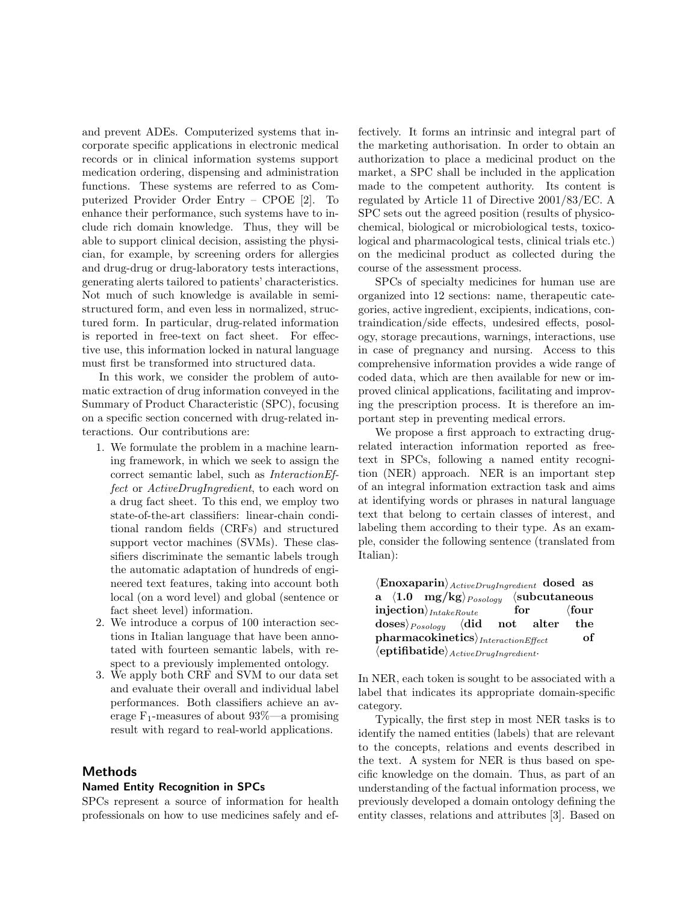and prevent ADEs. Computerized systems that incorporate specific applications in electronic medical records or in clinical information systems support medication ordering, dispensing and administration functions. These systems are referred to as Computerized Provider Order Entry – CPOE [2]. To enhance their performance, such systems have to include rich domain knowledge. Thus, they will be able to support clinical decision, assisting the physician, for example, by screening orders for allergies and drug-drug or drug-laboratory tests interactions, generating alerts tailored to patients' characteristics. Not much of such knowledge is available in semi-structured form, and even less in normalized, structured form. In particular, drug-related information is reported in free-text on fact sheet. For effective use, this information locked in natural language must first be transformed into structured data.

In this work, we consider the problem of automatic extraction of drug information conveyed in the Summary of Product Characteristic (SPC), focusing on a specific section concerned with drug-related interactions. Our contributions are:

1. We formulate the problem in a machine learning framework, in which we seek to assign the correct semantic label, such as *InteractionEffect* or *ActiveDrugIngredient*, to each word on a drug fact sheet. To this end, we employ two state-of-the-art classifiers: linear-chain conditional random fields (CRFs) and structured support vector machines (SVMs). These classifiers discriminate the semantic labels trough the automatic adaptation of hundreds of engineered text features, taking into account both local (on a word level) and global (sentence or fact sheet level) information.
2. We introduce a corpus of 100 interaction sections in Italian language that have been annotated with fourteen semantic labels, with respect to a previously implemented ontology.
3. We apply both CRF and SVM to our data set and evaluate their overall and individual label performances. Both classifiers achieve an average $F_1$-measures of about 93%—a promising result with regard to real-world applications.

## Methods

### Named Entity Recognition in SPCs

SPCs represent a source of information for health professionals on how to use medicines safely and effectively. It forms an intrinsic and integral part of the marketing authorisation. In order to obtain an authorization to place a medicinal product on the market, a SPC shall be included in the application made to the competent authority. Its content is regulated by Article 11 of Directive 2001/83/EC. A SPC sets out the agreed position (results of physicochemical, biological or microbiological tests, toxicological and pharmacological tests, clinical trials etc.) on the medicinal product as collected during the course of the assessment process.

SPCs of specialty medicines for human use are organized into 12 sections: name, therapeutic categories, active ingredient, excipients, indications, contraindication/side effects, undesired effects, posology, storage precautions, warnings, interactions, use in case of pregnancy and nursing. Access to this comprehensive information provides a wide range of coded data, which are then available for new or improved clinical applications, facilitating and improving the prescription process. It is therefore an important step in preventing medical errors.

We propose a first approach to extracting drug-related interaction information reported as free-text in SPCs, following a named entity recognition (NER) approach. NER is an important step of an integral information extraction task and aims at identifying words or phrases in natural language text that belong to certain classes of interest, and labeling them according to their type. As an example, consider the following sentence (translated from Italian):

> $\langle$**Enoxaparin**$\rangle_{ActiveDrugIngredient}$ **dosed as a** $\langle$**1.0 mg/kg**$\rangle_{Posology}$ $\langle$**subcutaneous injection**$\rangle_{IntakeRoute}$ **for** $\langle$**four doses**$\rangle_{Posology}$ $\langle$**did not alter the pharmacokinetics**$\rangle_{InteractionEffect}$ **of** $\langle$**eptifibatide**$\rangle_{ActiveDrugIngredient}$.

In NER, each token is sought to be associated with a label that indicates its appropriate domain-specific category.

Typically, the first step in most NER tasks is to identify the named entities (labels) that are relevant to the concepts, relations and events described in the text. A system for NER is thus based on specific knowledge on the domain. Thus, as part of an understanding of the factual information process, we previously developed a domain ontology defining the entity classes, relations and attributes [3]. Based on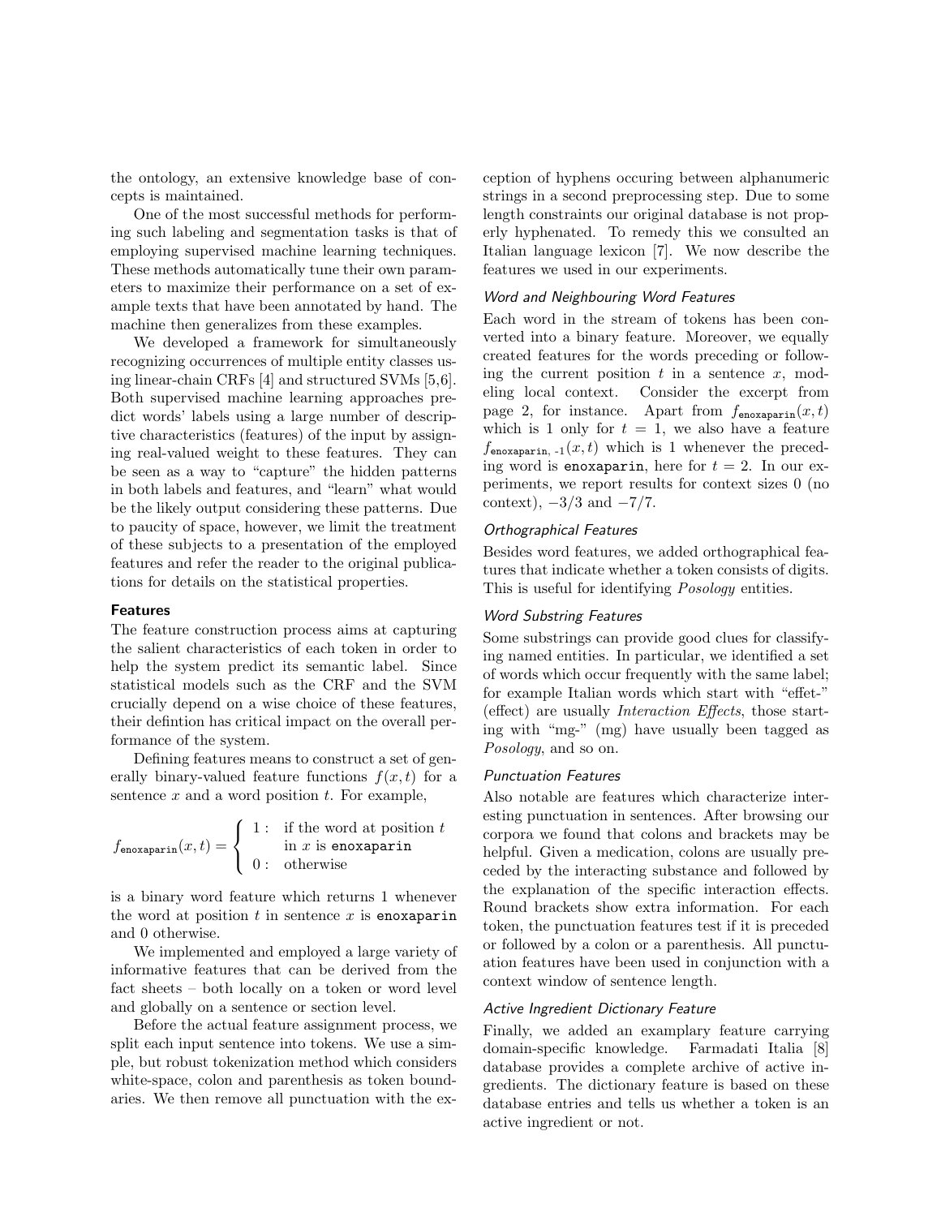the ontology, an extensive knowledge base of concepts is maintained.

One of the most successful methods for performing such labeling and segmentation tasks is that of employing supervised machine learning techniques. These methods automatically tune their own parameters to maximize their performance on a set of example texts that have been annotated by hand. The machine then generalizes from these examples.

We developed a framework for simultaneously recognizing occurrences of multiple entity classes using linear-chain CRFs [4] and structured SVMs [5,6]. Both supervised machine learning approaches predict words' labels using a large number of descriptive characteristics (features) of the input by assigning real-valued weight to these features. They can be seen as a way to "capture" the hidden patterns in both labels and features, and "learn" what would be the likely output considering these patterns. Due to paucity of space, however, we limit the treatment of these subjects to a presentation of the employed features and refer the reader to the original publications for details on the statistical properties.

### Features

The feature construction process aims at capturing the salient characteristics of each token in order to help the system predict its semantic label. Since statistical models such as the CRF and the SVM crucially depend on a wise choice of these features, their defintion has critical impact on the overall performance of the system.

Defining features means to construct a set of generally binary-valued feature functions $f(x,t)$ for a sentence $x$ and a word position $t$. For example,

$$f_{\texttt{enoxaparin}}(x,t) = \begin{cases} 1: & \text{if the word at position } t \\ & \text{in } x \text{ is } \texttt{enoxaparin} \\ 0: & \text{otherwise} \end{cases}$$

is a binary word feature which returns 1 whenever the word at position $t$ in sentence $x$ is `enoxaparin` and 0 otherwise.

We implemented and employed a large variety of informative features that can be derived from the fact sheets – both locally on a token or word level and globally on a sentence or section level.

Before the actual feature assignment process, we split each input sentence into tokens. We use a simple, but robust tokenization method which considers white-space, colon and parenthesis as token boundaries. We then remove all punctuation with the exception of hyphens occuring between alphanumeric strings in a second preprocessing step. Due to some length constraints our original database is not properly hyphenated. To remedy this we consulted an Italian language lexicon [7]. We now describe the features we used in our experiments.

#### *Word and Neighbouring Word Features*

Each word in the stream of tokens has been converted into a binary feature. Moreover, we equally created features for the words preceding or following the current position $t$ in a sentence $x$, modeling local context. Consider the excerpt from page 2, for instance. Apart from $f_{\texttt{enoxaparin}}(x,t)$ which is 1 only for $t=1$, we also have a feature $f_{\texttt{enoxaparin, -1}}(x,t)$ which is 1 whenever the preceding word is `enoxaparin`, here for $t=2$. In our experiments, we report results for context sizes 0 (no context), $-3/3$ and $-7/7$.

#### *Orthographical Features*

Besides word features, we added orthographical features that indicate whether a token consists of digits. This is useful for identifying *Posology* entities.

#### *Word Substring Features*

Some substrings can provide good clues for classifying named entities. In particular, we identified a set of words which occur frequently with the same label; for example Italian words which start with "effet-" (effect) are usually *Interaction Effects*, those starting with "mg-" (mg) have usually been tagged as *Posology*, and so on.

#### *Punctuation Features*

Also notable are features which characterize interesting punctuation in sentences. After browsing our corpora we found that colons and brackets may be helpful. Given a medication, colons are usually preceded by the interacting substance and followed by the explanation of the specific interaction effects. Round brackets show extra information. For each token, the punctuation features test if it is preceded or followed by a colon or a parenthesis. All punctuation features have been used in conjunction with a context window of sentence length.

#### *Active Ingredient Dictionary Feature*

Finally, we added an examplary feature carrying domain-specific knowledge. Farmadati Italia [8] database provides a complete archive of active ingredients. The dictionary feature is based on these database entries and tells us whether a token is an active ingredient or not.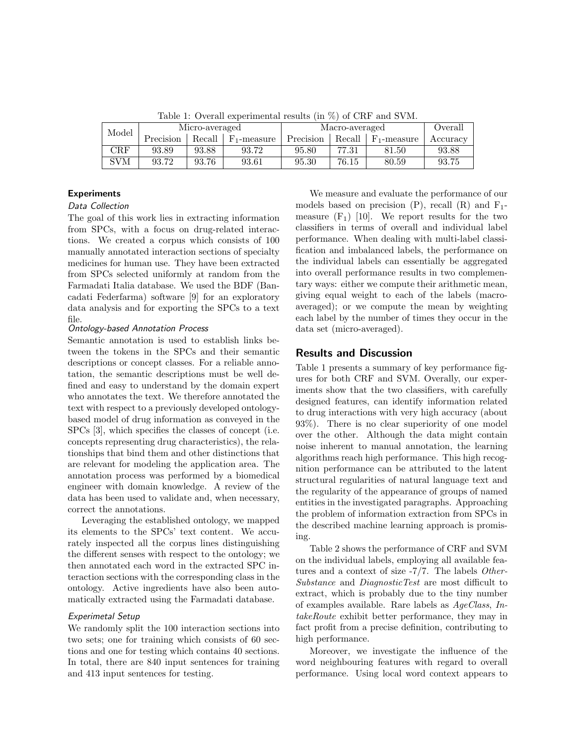Table 1: Overall experimental results (in %) of CRF and SVM.

| Model | Micro-averaged | | | Macro-averaged | | | Overall |
|---|---|---|---|---|---|---|---|
| | Precision | Recall | $F_1$-measure | Precision | Recall | $F_1$-measure | Accuracy |
| CRF | 93.89 | 93.88 | 93.72 | 95.80 | 77.31 | 81.50 | 93.88 |
| SVM | 93.72 | 93.76 | 93.61 | 95.30 | 76.15 | 80.59 | 93.75 |

### Experiments

#### *Data Collection*

The goal of this work lies in extracting information from SPCs, with a focus on drug-related interactions. We created a corpus which consists of 100 manually annotated interaction sections of specialty medicines for human use. They have been extracted from SPCs selected uniformly at random from the Farmadati Italia database. We used the BDF (Bancadati Federfarma) software [9] for an exploratory data analysis and for exporting the SPCs to a text file.

#### *Ontology-based Annotation Process*

Semantic annotation is used to establish links between the tokens in the SPCs and their semantic descriptions or concept classes. For a reliable annotation, the semantic descriptions must be well defined and easy to understand by the domain expert who annotates the text. We therefore annotated the text with respect to a previously developed ontology-based model of drug information as conveyed in the SPCs [3], which specifies the classes of concept (i.e. concepts representing drug characteristics), the relationships that bind them and other distinctions that are relevant for modeling the application area. The annotation process was performed by a biomedical engineer with domain knowledge. A review of the data has been used to validate and, when necessary, correct the annotations.

Leveraging the established ontology, we mapped its elements to the SPCs' text content. We accurately inspected all the corpus lines distinguishing the different senses with respect to the ontology; we then annotated each word in the extracted SPC interaction sections with the corresponding class in the ontology. Active ingredients have also been automatically extracted using the Farmadati database.

#### *Experimetal Setup*

We randomly split the 100 interaction sections into two sets; one for training which consists of 60 sections and one for testing which contains 40 sections. In total, there are 840 input sentences for training and 413 input sentences for testing.

We measure and evaluate the performance of our models based on precision (P), recall (R) and $F_1$-measure ($F_1$) [10]. We report results for the two classifiers in terms of overall and individual label performance. When dealing with multi-label classification and imbalanced labels, the performance on the individual labels can essentially be aggregated into overall performance results in two complementary ways: either we compute their arithmetic mean, giving equal weight to each of the labels (macro-averaged); or we compute the mean by weighting each label by the number of times they occur in the data set (micro-averaged).

## Results and Discussion

Table 1 presents a summary of key performance figures for both CRF and SVM. Overally, our experiments show that the two classifiers, with carefully designed features, can identify information related to drug interactions with very high accuracy (about 93%). There is no clear superiority of one model over the other. Although the data might contain noise inherent to manual annotation, the learning algorithms reach high performance. This high recognition performance can be attributed to the latent structural regularities of natural language text and the regularity of the appearance of groups of named entities in the investigated paragraphs. Approaching the problem of information extraction from SPCs in the described machine learning approach is promising.

Table 2 shows the performance of CRF and SVM on the individual labels, employing all available features and a context of size -7/7. The labels *OtherSubstance* and *DiagnosticTest* are most difficult to extract, which is probably due to the tiny number of examples available. Rare labels as *AgeClass*, *IntakeRoute* exhibit better performance, they may in fact profit from a precise definition, contributing to high performance.

Moreover, we investigate the influence of the word neighbouring features with regard to overall performance. Using local word context appears to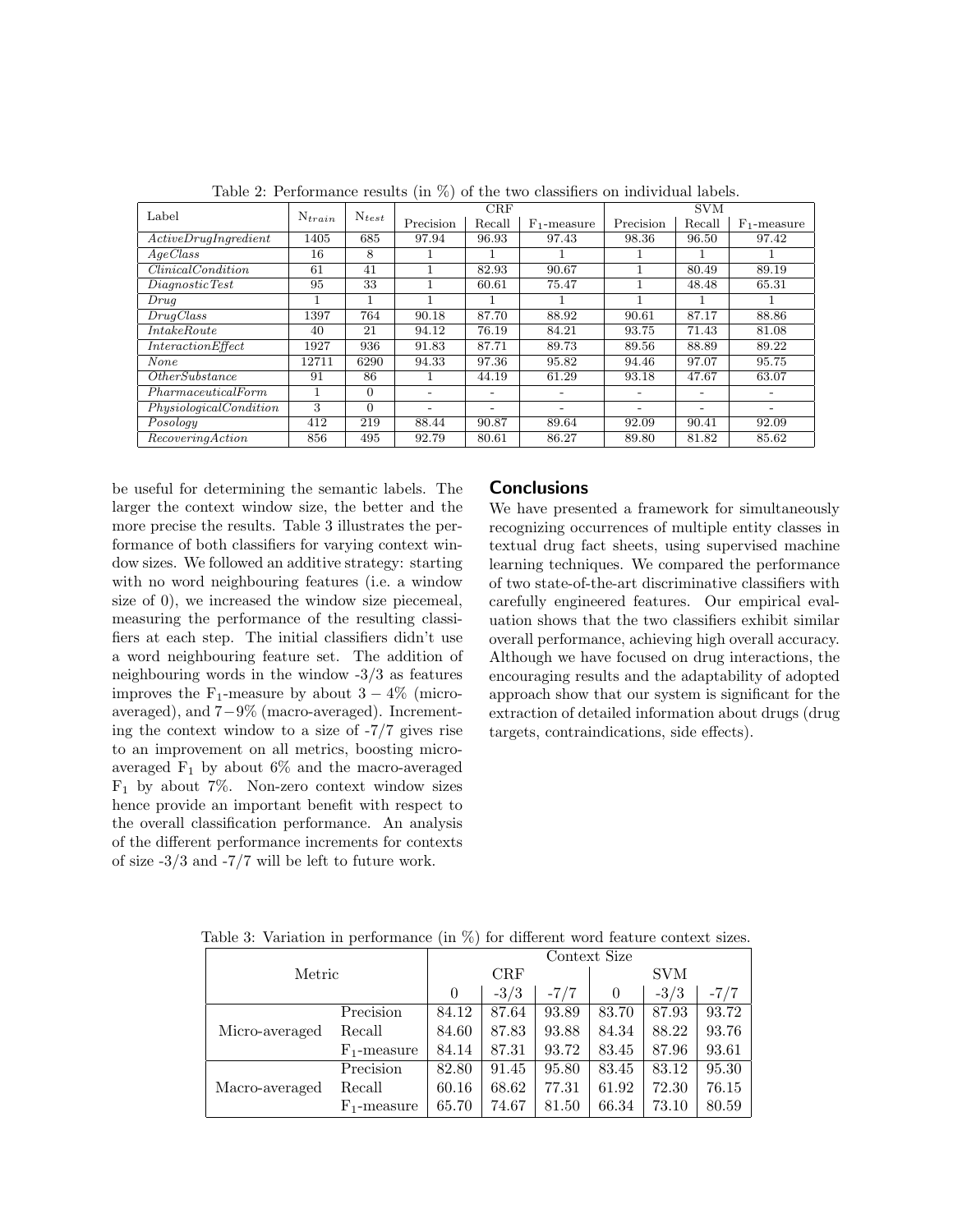Table 2: Performance results (in %) of the two classifiers on individual labels.

| Label | $N_{train}$ | $N_{test}$ | CRF | | | SVM | | |
|---|---|---|---|---|---|---|---|---|
| | | | Precision | Recall | $F_1$-measure | Precision | Recall | $F_1$-measure |
| *ActiveDrugIngredient* | 1405 | 685 | 97.94 | 96.93 | 97.43 | 98.36 | 96.50 | 97.42 |
| *AgeClass* | 16 | 8 | 1 | 1 | 1 | 1 | 1 | 1 |
| *ClinicalCondition* | 61 | 41 | 1 | 82.93 | 90.67 | 1 | 80.49 | 89.19 |
| *DiagnosticTest* | 95 | 33 | 1 | 60.61 | 75.47 | 1 | 48.48 | 65.31 |
| *Drug* | 1 | 1 | 1 | 1 | 1 | 1 | 1 | 1 |
| *DrugClass* | 1397 | 764 | 90.18 | 87.70 | 88.92 | 90.61 | 87.17 | 88.86 |
| *IntakeRoute* | 40 | 21 | 94.12 | 76.19 | 84.21 | 93.75 | 71.43 | 81.08 |
| *InteractionEffect* | 1927 | 936 | 91.83 | 87.71 | 89.73 | 89.56 | 88.89 | 89.22 |
| *None* | 12711 | 6290 | 94.33 | 97.36 | 95.82 | 94.46 | 97.07 | 95.75 |
| *OtherSubstance* | 91 | 86 | 1 | 44.19 | 61.29 | 93.18 | 47.67 | 63.07 |
| *PharmaceuticalForm* | 1 | 0 | - | - | - | - | - | - |
| *PhysiologicalCondition* | 3 | 0 | - | - | - | - | - | - |
| *Posology* | 412 | 219 | 88.44 | 90.87 | 89.64 | 92.09 | 90.41 | 92.09 |
| *RecoveringAction* | 856 | 495 | 92.79 | 80.61 | 86.27 | 89.80 | 81.82 | 85.62 |

be useful for determining the semantic labels. The larger the context window size, the better and the more precise the results. Table 3 illustrates the performance of both classifiers for varying context window sizes. We followed an additive strategy: starting with no word neighbouring features (i.e. a window size of 0), we increased the window size piecemeal, measuring the performance of the resulting classifiers at each step. The initial classifiers didn't use a word neighbouring feature set. The addition of neighbouring words in the window -3/3 as features improves the $F_1$-measure by about $3-4\%$ (micro-averaged), and $7-9\%$ (macro-averaged). Incrementing the context window to a size of -7/7 gives rise to an improvement on all metrics, boosting micro-averaged $F_1$ by about 6% and the macro-averaged $F_1$ by about 7%. Non-zero context window sizes hence provide an important benefit with respect to the overall classification performance. An analysis of the different performance increments for contexts of size -3/3 and -7/7 will be left to future work.

## Conclusions

We have presented a framework for simultaneously recognizing occurrences of multiple entity classes in textual drug fact sheets, using supervised machine learning techniques. We compared the performance of two state-of-the-art discriminative classifiers with carefully engineered features. Our empirical evaluation shows that the two classifiers exhibit similar overall performance, achieving high overall accuracy. Although we have focused on drug interactions, the encouraging results and the adaptability of adopted approach show that our system is significant for the extraction of detailed information about drugs (drug targets, contraindications, side effects).

Table 3: Variation in performance (in %) for different word feature context sizes.

| Metric | | Context Size | | | | | |
|---|---|---|---|---|---|---|---|
| | | CRF | | | SVM | | |
| | | 0 | -3/3 | -7/7 | 0 | -3/3 | -7/7 |
| Micro-averaged | Precision | 84.12 | 87.64 | 93.89 | 83.70 | 87.93 | 93.72 |
| | Recall | 84.60 | 87.83 | 93.88 | 84.34 | 88.22 | 93.76 |
| | $F_1$-measure | 84.14 | 87.31 | 93.72 | 83.45 | 87.96 | 93.61 |
| Macro-averaged | Precision | 82.80 | 91.45 | 95.80 | 83.45 | 83.12 | 95.30 |
| | Recall | 60.16 | 68.62 | 77.31 | 61.92 | 72.30 | 76.15 |
| | $F_1$-measure | 65.70 | 74.67 | 81.50 | 66.34 | 73.10 | 80.59 |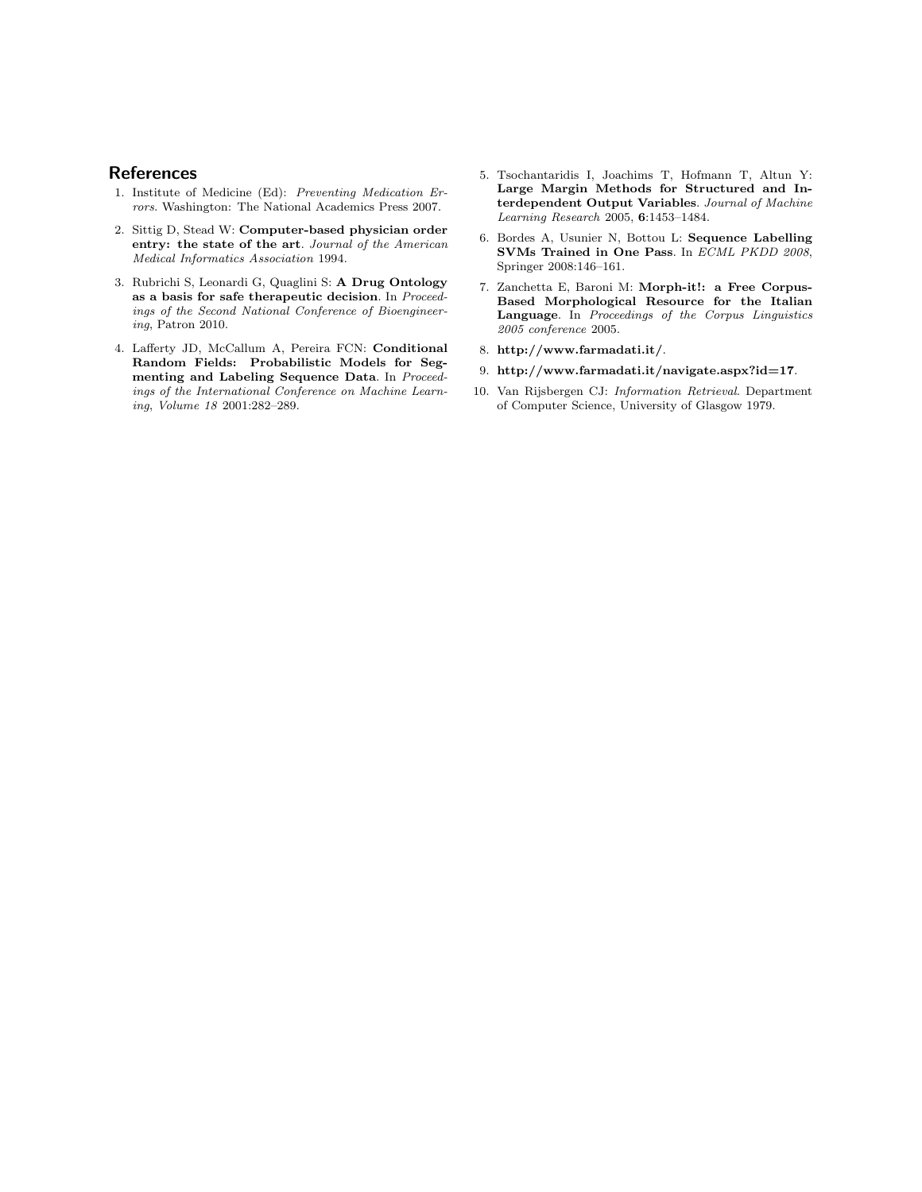## References

1. Institute of Medicine (Ed): *Preventing Medication Errors*. Washington: The National Academics Press 2007.
2. Sittig D, Stead W: **Computer-based physician order entry: the state of the art**. *Journal of the American Medical Informatics Association* 1994.
3. Rubrichi S, Leonardi G, Quaglini S: **A Drug Ontology as a basis for safe therapeutic decision**. In *Proceedings of the Second National Conference of Bioengineering*, Patron 2010.
4. Lafferty JD, McCallum A, Pereira FCN: **Conditional Random Fields: Probabilistic Models for Segmenting and Labeling Sequence Data**. In *Proceedings of the International Conference on Machine Learning, Volume 18* 2001:282–289.
5. Tsochantaridis I, Joachims T, Hofmann T, Altun Y: **Large Margin Methods for Structured and Interdependent Output Variables**. *Journal of Machine Learning Research* 2005, **6**:1453–1484.
6. Bordes A, Usunier N, Bottou L: **Sequence Labelling SVMs Trained in One Pass**. In *ECML PKDD 2008*, Springer 2008:146–161.
7. Zanchetta E, Baroni M: **Morph-it!: a Free Corpus-Based Morphological Resource for the Italian Language**. In *Proceedings of the Corpus Linguistics 2005 conference* 2005.
8. **http://www.farmadati.it/**.
9. **http://www.farmadati.it/navigate.aspx?id=17**.
10. Van Rijsbergen CJ: *Information Retrieval*. Department of Computer Science, University of Glasgow 1979.